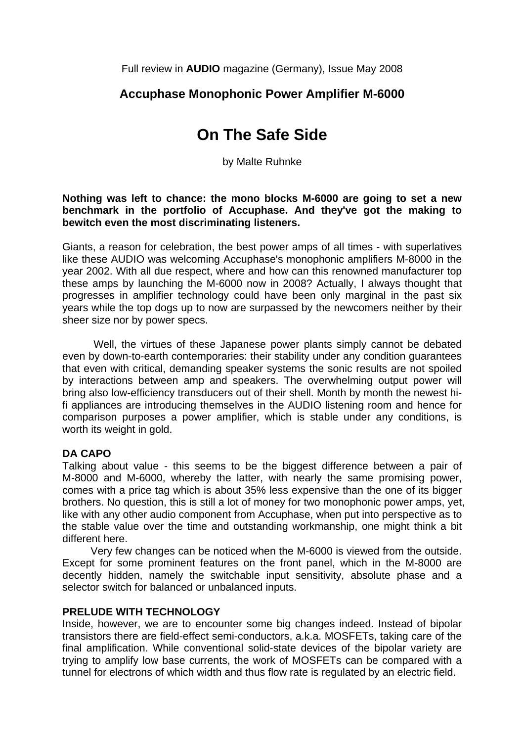Full review in **AUDIO** magazine (Germany), Issue May 2008

## Accuphase Monophonic Power Amplifier M-6000

# On The Safe Side

by Malte Ruhnke

**Nothing was left to chance: the mono blocks M-6000 are going to set a new benchmark in the portfolio of Accuphase. And they've got the making to bewitch even the most discriminating listeners.**

Giants, a reason for celebration, the best power amps of all times - with superlatives like these AUDIO was welcoming Accuphase's monophonic amplifiers M-8000 in the year 2002. With all due respect, where and how can this renowned manufacturer top these amps by launching the M-6000 now in 2008? Actually, I always thought that progresses in amplifier technology could have been only marginal in the past six years while the top dogs up to now are surpassed by the newcomers neither by their sheer size nor by power specs.

Well, the virtues of these Japanese power plants simply cannot be debated even by down-to-earth contemporaries: their stability under any condition guarantees that even with critical, demanding speaker systems the sonic results are not spoiled by interactions between amp and speakers. The overwhelming output power will bring also low-efficiency transducers out of their shell. Month by month the newest hi-fi appliances are introducing themselves in the AUDIO listening room and hence for comparison purposes a power amplifier, which is stable under any conditions, is worth its weight in gold.

### DA CAPO

Talking about value - this seems to be the biggest difference between a pair of M-8000 and M-6000, whereby the latter, with nearly the same promising power, comes with a price tag which is about 35% less expensive than the one of its bigger brothers. No question, this is still a lot of money for two monophonic power amps, yet, like with any other audio component from Accuphase, when put into perspective as to the stable value over the time and outstanding workmanship, one might think a bit different here.

Very few changes can be noticed when the M-6000 is viewed from the outside. Except for some prominent features on the front panel, which in the M-8000 are decently hidden, namely the switchable input sensitivity, absolute phase and a selector switch for balanced or unbalanced inputs.

### PRELUDE WITH TECHNOLOGY

Inside, however, we are to encounter some big changes indeed. Instead of bipolar transistors there are field-effect semi-conductors, a.k.a. MOSFETs, taking care of the final amplification. While conventional solid-state devices of the bipolar variety are trying to amplify low base currents, the work of MOSFETs can be compared with a tunnel for electrons of which width and thus flow rate is regulated by an electric field.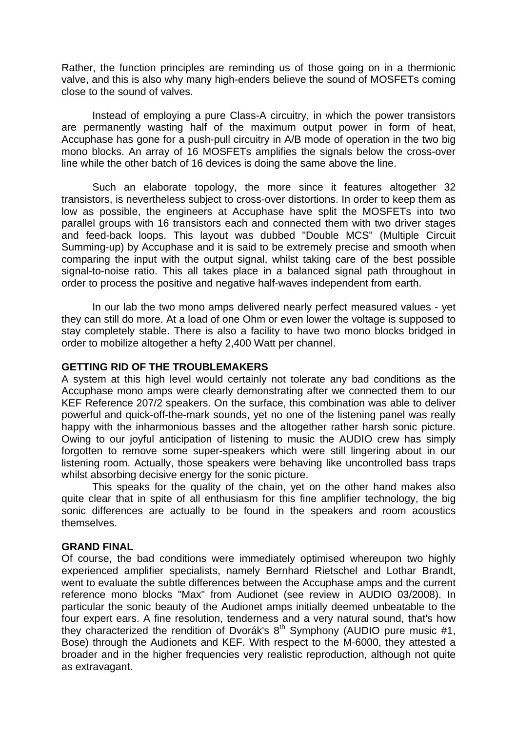Rather, the function principles are reminding us of those going on in a thermionic valve, and this is also why many high-enders believe the sound of MOSFETs coming close to the sound of valves.

Instead of employing a pure Class-A circuitry, in which the power transistors are permanently wasting half of the maximum output power in form of heat, Accuphase has gone for a push-pull circuitry in A/B mode of operation in the two big mono blocks. An array of 16 MOSFETs amplifies the signals below the cross-over line while the other batch of 16 devices is doing the same above the line.

Such an elaborate topology, the more since it features altogether 32 transistors, is nevertheless subject to cross-over distortions. In order to keep them as low as possible, the engineers at Accuphase have split the MOSFETs into two parallel groups with 16 transistors each and connected them with two driver stages and feed-back loops. This layout was dubbed "Double MCS" (Multiple Circuit Summing-up) by Accuphase and it is said to be extremely precise and smooth when comparing the input with the output signal, whilst taking care of the best possible signal-to-noise ratio. This all takes place in a balanced signal path throughout in order to process the positive and negative half-waves independent from earth.

In our lab the two mono amps delivered nearly perfect measured values - yet they can still do more. At a load of one Ohm or even lower the voltage is supposed to stay completely stable. There is also a facility to have two mono blocks bridged in order to mobilize altogether a hefty 2,400 Watt per channel.

**GETTING RID OF THE TROUBLEMAKERS**

A system at this high level would certainly not tolerate any bad conditions as the Accuphase mono amps were clearly demonstrating after we connected them to our KEF Reference 207/2 speakers. On the surface, this combination was able to deliver powerful and quick-off-the-mark sounds, yet no one of the listening panel was really happy with the inharmonious basses and the altogether rather harsh sonic picture. Owing to our joyful anticipation of listening to music the AUDIO crew has simply forgotten to remove some super-speakers which were still lingering about in our listening room. Actually, those speakers were behaving like uncontrolled bass traps whilst absorbing decisive energy for the sonic picture.

This speaks for the quality of the chain, yet on the other hand makes also quite clear that in spite of all enthusiasm for this fine amplifier technology, the big sonic differences are actually to be found in the speakers and room acoustics themselves.

**GRAND FINAL**

Of course, the bad conditions were immediately optimised whereupon two highly experienced amplifier specialists, namely Bernhard Rietschel and Lothar Brandt, went to evaluate the subtle differences between the Accuphase amps and the current reference mono blocks "Max" from Audionet (see review in AUDIO 03/2008). In particular the sonic beauty of the Audionet amps initially deemed unbeatable to the four expert ears. A fine resolution, tenderness and a very natural sound, that's how they characterized the rendition of Dvorák's 8th Symphony (AUDIO pure music #1, Bose) through the Audionets and KEF. With respect to the M-6000, they attested a broader and in the higher frequencies very realistic reproduction, although not quite as extravagant.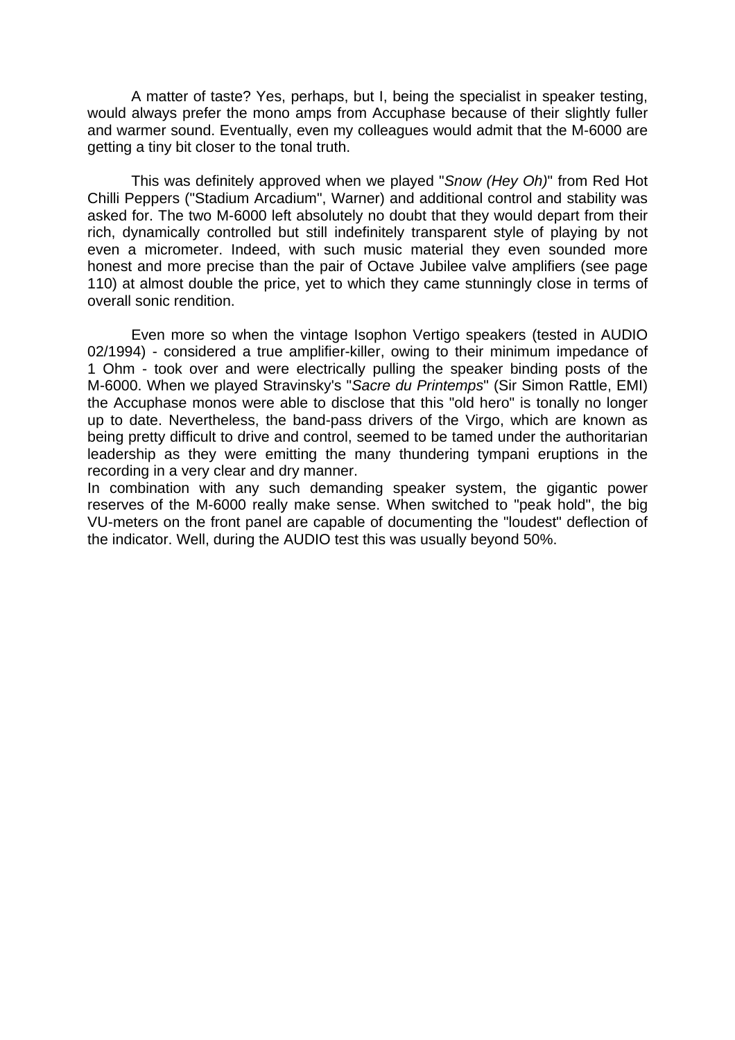A matter of taste? Yes, perhaps, but I, being the specialist in speaker testing, would always prefer the mono amps from Accuphase because of their slightly fuller and warmer sound. Eventually, even my colleagues would admit that the M-6000 are getting a tiny bit closer to the tonal truth.

This was definitely approved when we played "*Snow (Hey Oh)*" from Red Hot Chilli Peppers ("Stadium Arcadium", Warner) and additional control and stability was asked for. The two M-6000 left absolutely no doubt that they would depart from their rich, dynamically controlled but still indefinitely transparent style of playing by not even a micrometer. Indeed, with such music material they even sounded more honest and more precise than the pair of Octave Jubilee valve amplifiers (see page 110) at almost double the price, yet to which they came stunningly close in terms of overall sonic rendition.

Even more so when the vintage Isophon Vertigo speakers (tested in AUDIO 02/1994) - considered a true amplifier-killer, owing to their minimum impedance of 1 Ohm - took over and were electrically pulling the speaker binding posts of the M-6000. When we played Stravinsky's "*Sacre du Printemps*" (Sir Simon Rattle, EMI) the Accuphase monos were able to disclose that this "old hero" is tonally no longer up to date. Nevertheless, the band-pass drivers of the Virgo, which are known as being pretty difficult to drive and control, seemed to be tamed under the authoritarian leadership as they were emitting the many thundering tympani eruptions in the recording in a very clear and dry manner.

In combination with any such demanding speaker system, the gigantic power reserves of the M-6000 really make sense. When switched to "peak hold", the big VU-meters on the front panel are capable of documenting the "loudest" deflection of the indicator. Well, during the AUDIO test this was usually beyond 50%.